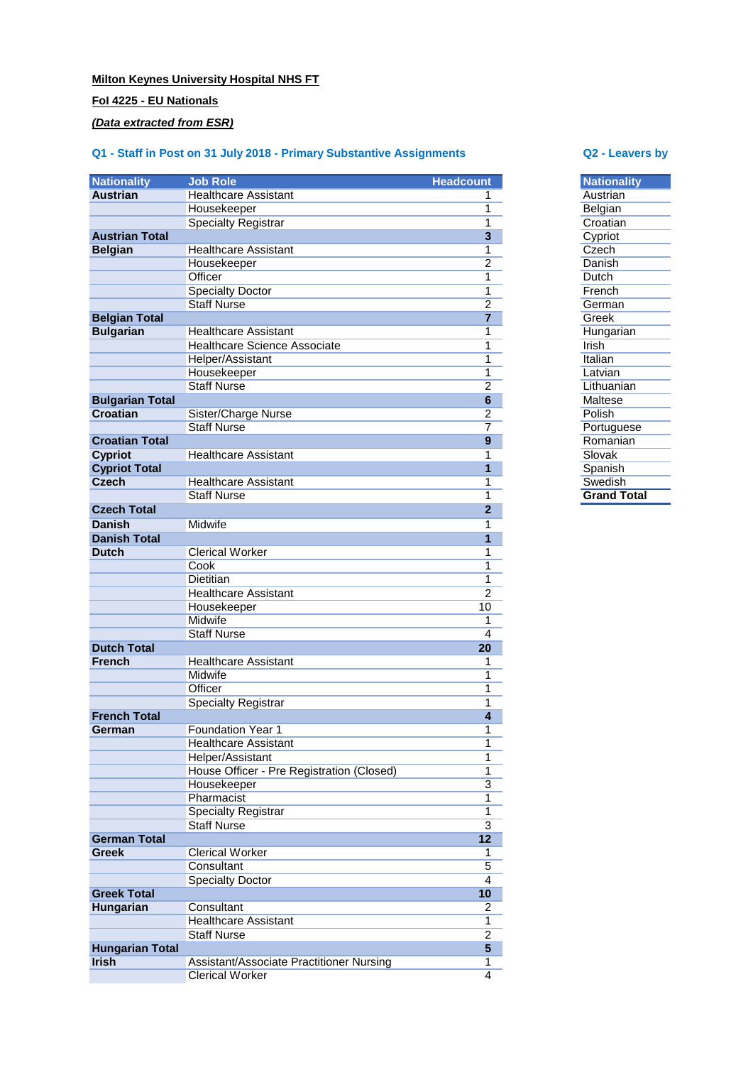**Milton Keynes University Hospital NHS FT**

**FoI 4225 - EU Nationals**

***(Data extracted from ESR)***

### Q1 - Staff in Post on 31 July 2018 - Primary Substantive Assignments

| Nationality | Job Role | Headcount |
|---|---|---|
| **Austrian** | Healthcare Assistant | 1 |
| | Housekeeper | 1 |
| | Specialty Registrar | 1 |
| **Austrian Total** | | **3** |
| **Belgian** | Healthcare Assistant | 1 |
| | Housekeeper | 2 |
| | Officer | 1 |
| | Specialty Doctor | 1 |
| | Staff Nurse | 2 |
| **Belgian Total** | | **7** |
| **Bulgarian** | Healthcare Assistant | 1 |
| | Healthcare Science Associate | 1 |
| | Helper/Assistant | 1 |
| | Housekeeper | 1 |
| | Staff Nurse | 2 |
| **Bulgarian Total** | | **6** |
| **Croatian** | Sister/Charge Nurse | 2 |
| | Staff Nurse | 7 |
| **Croatian Total** | | **9** |
| **Cypriot** | Healthcare Assistant | 1 |
| **Cypriot Total** | | **1** |
| **Czech** | Healthcare Assistant | 1 |
| | Staff Nurse | 1 |
| **Czech Total** | | **2** |
| **Danish** | Midwife | 1 |
| **Danish Total** | | **1** |
| **Dutch** | Clerical Worker | 1 |
| | Cook | 1 |
| | Dietitian | 1 |
| | Healthcare Assistant | 2 |
| | Housekeeper | 10 |
| | Midwife | 1 |
| | Staff Nurse | 4 |
| **Dutch Total** | | **20** |
| **French** | Healthcare Assistant | 1 |
| | Midwife | 1 |
| | Officer | 1 |
| | Specialty Registrar | 1 |
| **French Total** | | **4** |
| **German** | Foundation Year 1 | 1 |
| | Healthcare Assistant | 1 |
| | Helper/Assistant | 1 |
| | House Officer - Pre Registration (Closed) | 1 |
| | Housekeeper | 3 |
| | Pharmacist | 1 |
| | Specialty Registrar | 1 |
| | Staff Nurse | 3 |
| **German Total** | | **12** |
| **Greek** | Clerical Worker | 1 |
| | Consultant | 5 |
| | Specialty Doctor | 4 |
| **Greek Total** | | **10** |
| **Hungarian** | Consultant | 2 |
| | Healthcare Assistant | 1 |
| | Staff Nurse | 2 |
| **Hungarian Total** | | **5** |
| **Irish** | Assistant/Associate Practitioner Nursing | 1 |
| | Clerical Worker | 4 |

### Q2 - Leavers by

| Nationality |
|---|
| Austrian |
| Belgian |
| Croatian |
| Cypriot |
| Czech |
| Danish |
| Dutch |
| French |
| German |
| Greek |
| Hungarian |
| Irish |
| Italian |
| Latvian |
| Lithuanian |
| Maltese |
| Polish |
| Portuguese |
| Romanian |
| Slovak |
| Spanish |
| Swedish |
| **Grand Total** |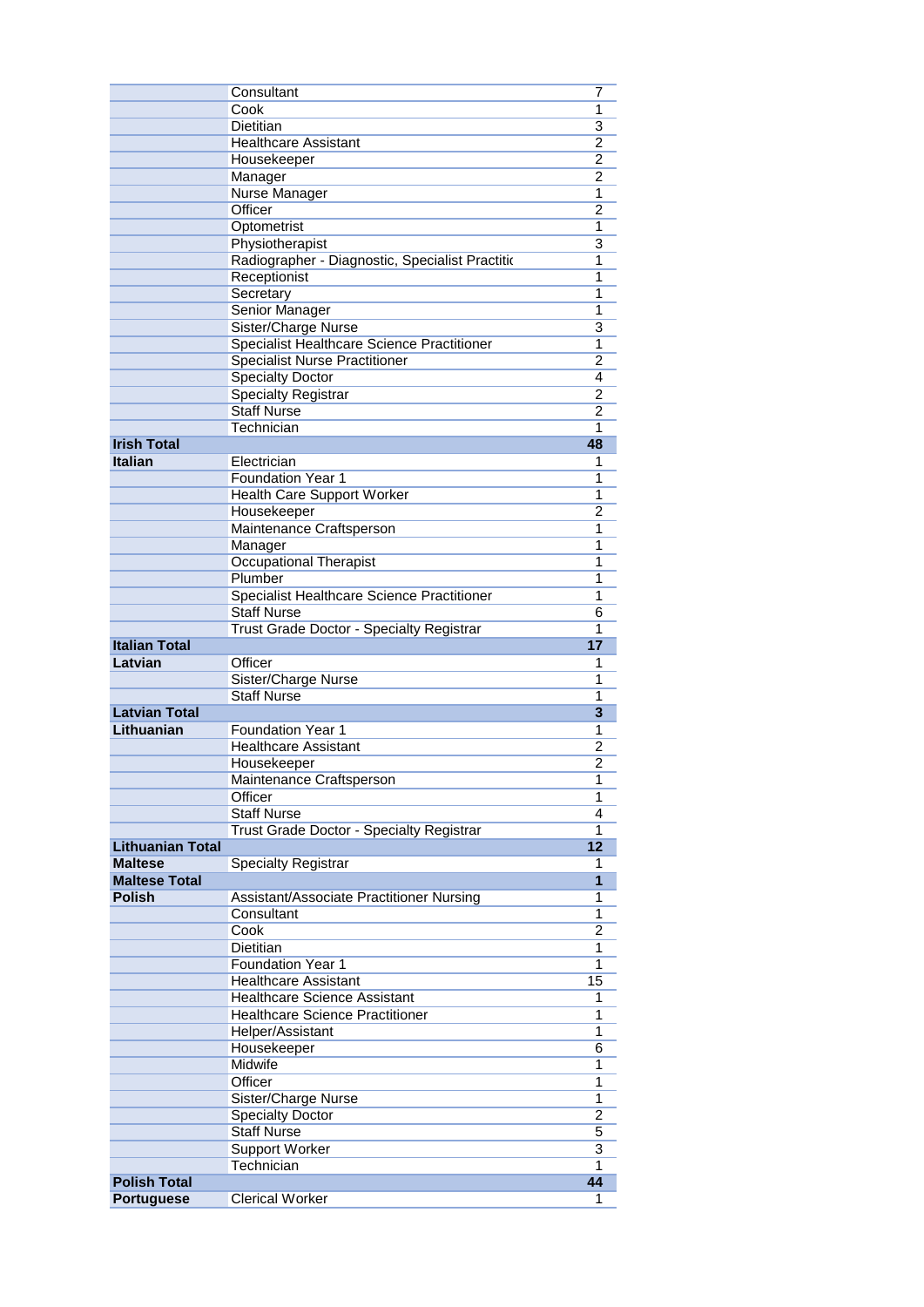| | | |
|---|---|---|
| | Consultant | 7 |
| | Cook | 1 |
| | Dietitian | 3 |
| | Healthcare Assistant | 2 |
| | Housekeeper | 2 |
| | Manager | 2 |
| | Nurse Manager | 1 |
| | Officer | 2 |
| | Optometrist | 1 |
| | Physiotherapist | 3 |
| | Radiographer - Diagnostic, Specialist Practitic | 1 |
| | Receptionist | 1 |
| | Secretary | 1 |
| | Senior Manager | 1 |
| | Sister/Charge Nurse | 3 |
| | Specialist Healthcare Science Practitioner | 1 |
| | Specialist Nurse Practitioner | 2 |
| | Specialty Doctor | 4 |
| | Specialty Registrar | 2 |
| | Staff Nurse | 2 |
| | Technician | 1 |
| **Irish Total** | | **48** |
| **Italian** | Electrician | 1 |
| | Foundation Year 1 | 1 |
| | Health Care Support Worker | 1 |
| | Housekeeper | 2 |
| | Maintenance Craftsperson | 1 |
| | Manager | 1 |
| | Occupational Therapist | 1 |
| | Plumber | 1 |
| | Specialist Healthcare Science Practitioner | 1 |
| | Staff Nurse | 6 |
| | Trust Grade Doctor - Specialty Registrar | 1 |
| **Italian Total** | | **17** |
| **Latvian** | Officer | 1 |
| | Sister/Charge Nurse | 1 |
| | Staff Nurse | 1 |
| **Latvian Total** | | **3** |
| **Lithuanian** | Foundation Year 1 | 1 |
| | Healthcare Assistant | 2 |
| | Housekeeper | 2 |
| | Maintenance Craftsperson | 1 |
| | Officer | 1 |
| | Staff Nurse | 4 |
| | Trust Grade Doctor - Specialty Registrar | 1 |
| **Lithuanian Total** | | **12** |
| **Maltese** | Specialty Registrar | 1 |
| **Maltese Total** | | **1** |
| **Polish** | Assistant/Associate Practitioner Nursing | 1 |
| | Consultant | 1 |
| | Cook | 2 |
| | Dietitian | 1 |
| | Foundation Year 1 | 1 |
| | Healthcare Assistant | 15 |
| | Healthcare Science Assistant | 1 |
| | Healthcare Science Practitioner | 1 |
| | Helper/Assistant | 1 |
| | Housekeeper | 6 |
| | Midwife | 1 |
| | Officer | 1 |
| | Sister/Charge Nurse | 1 |
| | Specialty Doctor | 2 |
| | Staff Nurse | 5 |
| | Support Worker | 3 |
| | Technician | 1 |
| **Polish Total** | | **44** |
| **Portuguese** | Clerical Worker | 1 |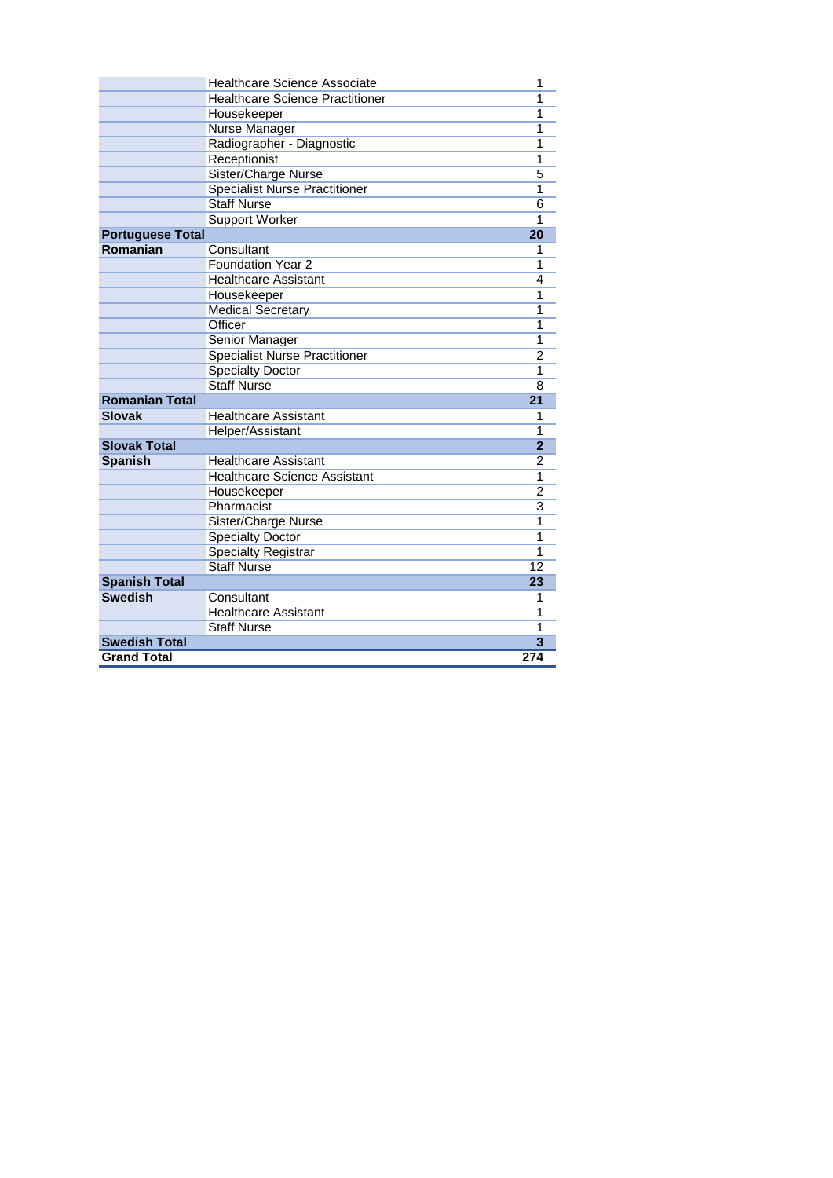| | | |
|---|---|---|
| | Healthcare Science Associate | 1 |
| | Healthcare Science Practitioner | 1 |
| | Housekeeper | 1 |
| | Nurse Manager | 1 |
| | Radiographer - Diagnostic | 1 |
| | Receptionist | 1 |
| | Sister/Charge Nurse | 5 |
| | Specialist Nurse Practitioner | 1 |
| | Staff Nurse | 6 |
| | Support Worker | 1 |
| **Portuguese Total** | | **20** |
| **Romanian** | Consultant | 1 |
| | Foundation Year 2 | 1 |
| | Healthcare Assistant | 4 |
| | Housekeeper | 1 |
| | Medical Secretary | 1 |
| | Officer | 1 |
| | Senior Manager | 1 |
| | Specialist Nurse Practitioner | 2 |
| | Specialty Doctor | 1 |
| | Staff Nurse | 8 |
| **Romanian Total** | | **21** |
| **Slovak** | Healthcare Assistant | 1 |
| | Helper/Assistant | 1 |
| **Slovak Total** | | **2** |
| **Spanish** | Healthcare Assistant | 2 |
| | Healthcare Science Assistant | 1 |
| | Housekeeper | 2 |
| | Pharmacist | 3 |
| | Sister/Charge Nurse | 1 |
| | Specialty Doctor | 1 |
| | Specialty Registrar | 1 |
| | Staff Nurse | 12 |
| **Spanish Total** | | **23** |
| **Swedish** | Consultant | 1 |
| | Healthcare Assistant | 1 |
| | Staff Nurse | 1 |
| **Swedish Total** | | **3** |
| **Grand Total** | | **274** |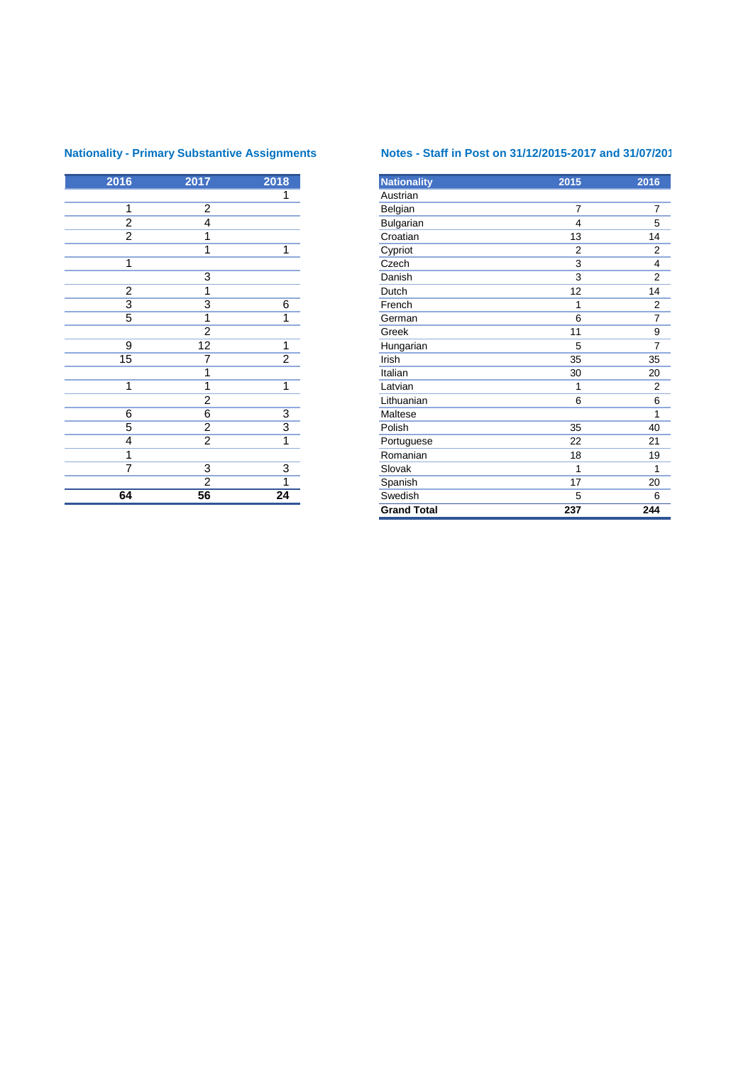## Nationality - Primary Substantive Assignments

| 2016 | 2017 | 2018 |
|---|---|---|
| | | 1 |
| 1 | 2 | |
| 2 | 4 | |
| 2 | 1 | |
| | 1 | 1 |
| 1 | | |
| | 3 | |
| 2 | 1 | |
| 3 | 3 | 6 |
| 5 | 1 | 1 |
| | 2 | |
| 9 | 12 | 1 |
| 15 | 7 | 2 |
| | 1 | |
| 1 | 1 | 1 |
| | 2 | |
| 6 | 6 | 3 |
| 5 | 2 | 3 |
| 4 | 2 | 1 |
| 1 | | |
| 7 | 3 | 3 |
| | 2 | 1 |
| **64** | **56** | **24** |

## Notes - Staff in Post on 31/12/2015-2017 and 31/07/201

| Nationality | 2015 | 2016 |
|---|---|---|
| Austrian | | |
| Belgian | 7 | 7 |
| Bulgarian | 4 | 5 |
| Croatian | 13 | 14 |
| Cypriot | 2 | 2 |
| Czech | 3 | 4 |
| Danish | 3 | 2 |
| Dutch | 12 | 14 |
| French | 1 | 2 |
| German | 6 | 7 |
| Greek | 11 | 9 |
| Hungarian | 5 | 7 |
| Irish | 35 | 35 |
| Italian | 30 | 20 |
| Latvian | 1 | 2 |
| Lithuanian | 6 | 6 |
| Maltese | | 1 |
| Polish | 35 | 40 |
| Portuguese | 22 | 21 |
| Romanian | 18 | 19 |
| Slovak | 1 | 1 |
| Spanish | 17 | 20 |
| Swedish | 5 | 6 |
| **Grand Total** | **237** | **244** |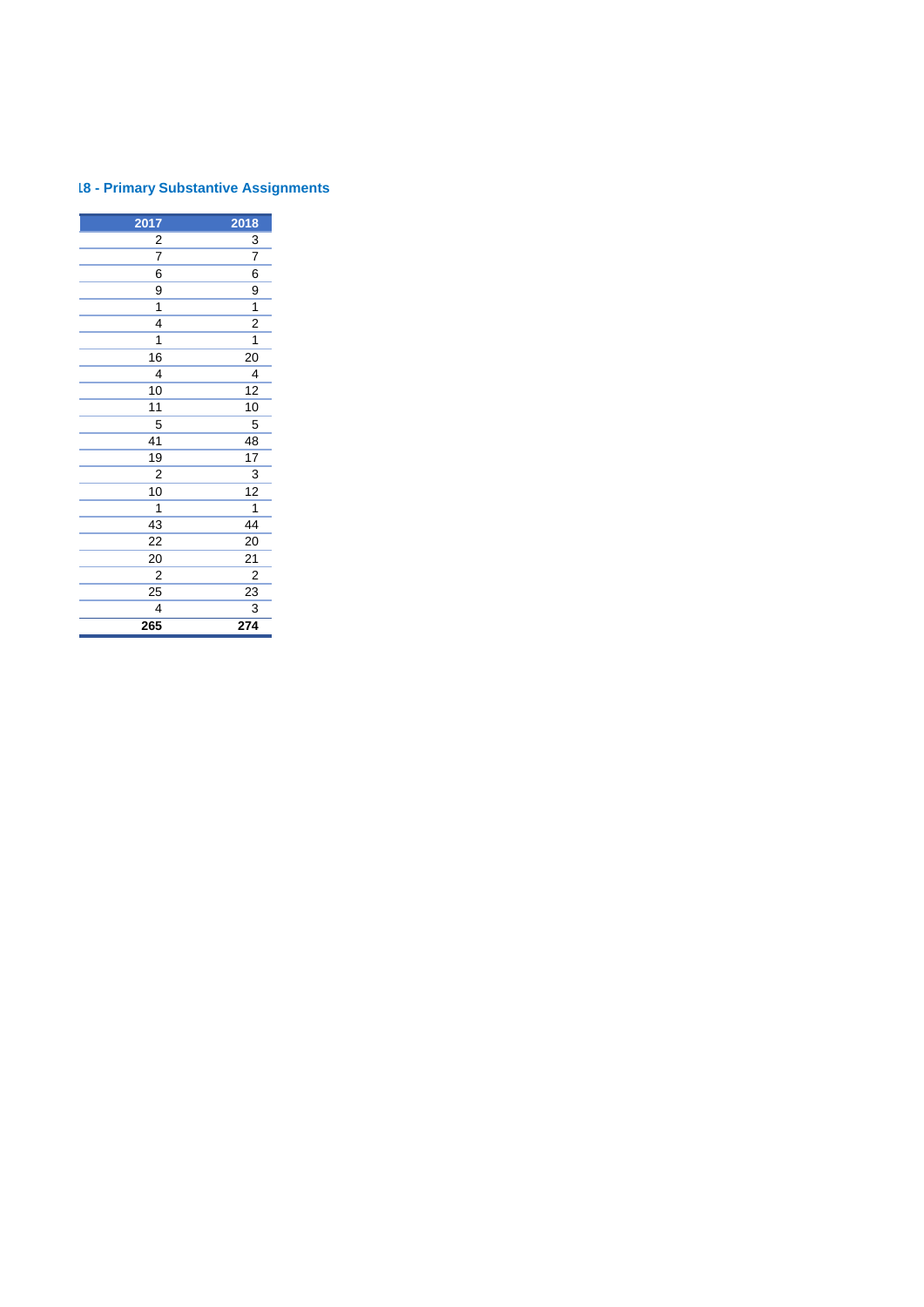## 18 - Primary Substantive Assignments

| 2017 | 2018 |
|---|---|
| 2 | 3 |
| 7 | 7 |
| 6 | 6 |
| 9 | 9 |
| 1 | 1 |
| 4 | 2 |
| 1 | 1 |
| 16 | 20 |
| 4 | 4 |
| 10 | 12 |
| 11 | 10 |
| 5 | 5 |
| 41 | 48 |
| 19 | 17 |
| 2 | 3 |
| 10 | 12 |
| 1 | 1 |
| 43 | 44 |
| 22 | 20 |
| 20 | 21 |
| 2 | 2 |
| 25 | 23 |
| 4 | 3 |
| **265** | **274** |